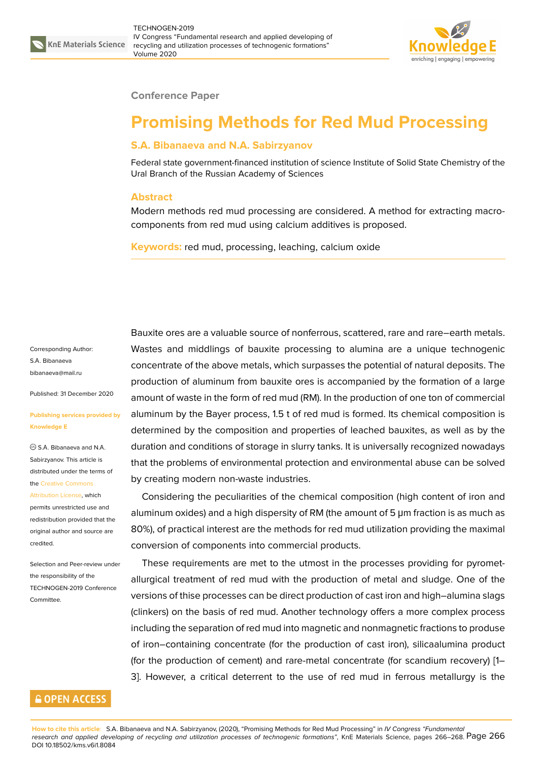**Conference Paper**

# Promising Methods for Red Mud Processing

## S.A. Bibanaeva and N.A. Sabirzyanov

Federal state government-financed institution of science Institute of Solid State Chemistry of the Ural Branch of the Russian Academy of Sciences

### Abstract

Modern methods red mud processing are considered. A method for extracting macro-components from red mud using calcium additives is proposed.

**Keywords:** red mud, processing, leaching, calcium oxide

Corresponding Author:
S.A. Bibanaeva
bibanaeva@mail.ru

Published: 31 December 2020

**Publishing services provided by Knowledge E**

© S.A. Bibanaeva and N.A. Sabirzyanov. This article is distributed under the terms of the Creative Commons Attribution License, which permits unrestricted use and redistribution provided that the original author and source are credited.

Selection and Peer-review under the responsibility of the TECHNOGEN-2019 Conference Committee.

Bauxite ores are a valuable source of nonferrous, scattered, rare and rare–earth metals. Wastes and middlings of bauxite processing to alumina are a unique technogenic concentrate of the above metals, which surpasses the potential of natural deposits. The production of aluminum from bauxite ores is accompanied by the formation of a large amount of waste in the form of red mud (RM). In the production of one ton of commercial aluminum by the Bayer process, 1.5 t of red mud is formed. Its chemical composition is determined by the composition and properties of leached bauxites, as well as by the duration and conditions of storage in slurry tanks. It is universally recognized nowadays that the problems of environmental protection and environmental abuse can be solved by creating modern non-waste industries.

Considering the peculiarities of the chemical composition (high content of iron and aluminum oxides) and a high dispersity of RM (the amount of 5 μm fraction is as much as 80%), of practical interest are the methods for red mud utilization providing the maximal conversion of components into commercial products.

These requirements are met to the utmost in the processes providing for pyrometallurgical treatment of red mud with the production of metal and sludge. One of the versions of thise processes can be direct production of cast iron and high–alumina slags (clinkers) on the basis of red mud. Another technology offers a more complex process including the separation of red mud into magnetic and nonmagnetic fractions to produse of iron–containing concentrate (for the production of cast iron), silicaalumina product (for the production of cement) and rare-metal concentrate (for scandium recovery) [1–3]. However, a critical deterrent to the use of red mud in ferrous metallurgy is the

**How to cite this article:** S.A. Bibanaeva and N.A. Sabirzyanov, (2020), "Promising Methods for Red Mud Processing" in *IV Congress "Fundamental research and applied developing of recycling and utilization processes of technogenic formations"*, KnE Materials Science, pages 266–268. DOI 10.18502/kms.v6i1.8084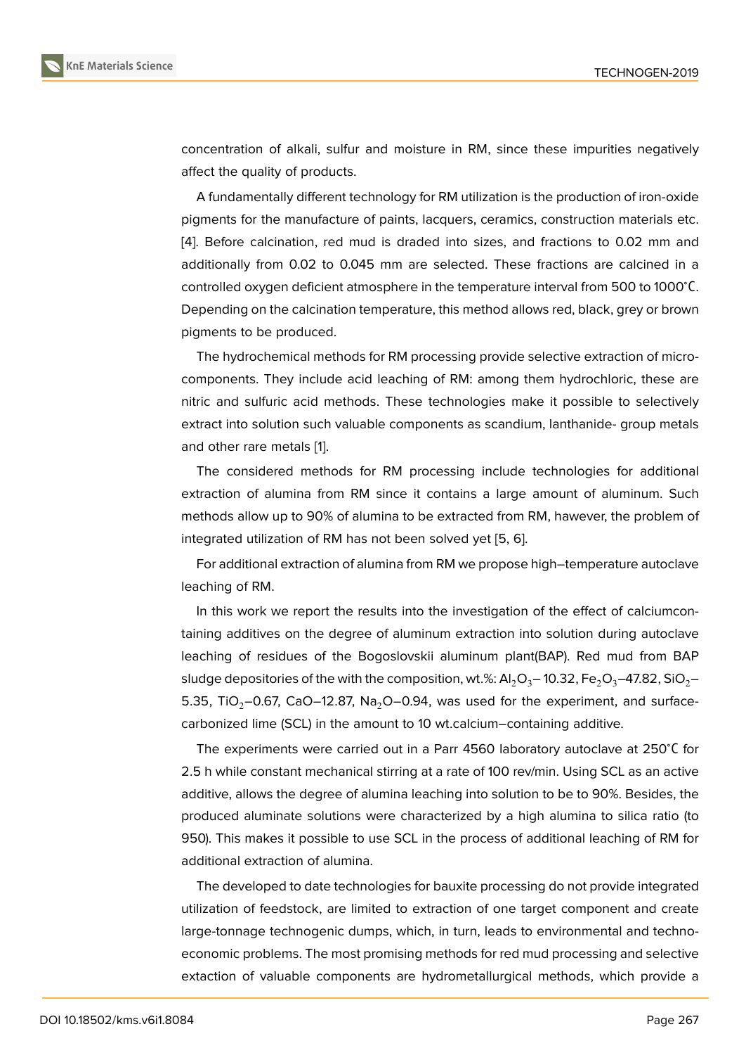concentration of alkali, sulfur and moisture in RM, since these impurities negatively affect the quality of products.

A fundamentally different technology for RM utilization is the production of iron-oxide pigments for the manufacture of paints, lacquers, ceramics, construction materials etc. [4]. Before calcination, red mud is draded into sizes, and fractions to 0.02 mm and additionally from 0.02 to 0.045 mm are selected. These fractions are calcined in a controlled oxygen deficient atmosphere in the temperature interval from 500 to 1000°С. Depending on the calcination temperature, this method allows red, black, grey or brown pigments to be produced.

The hydrochemical methods for RM processing provide selective extraction of micro-components. They include acid leaching of RM: among them hydrochloric, these are nitric and sulfuric acid methods. These technologies make it possible to selectively extract into solution such valuable components as scandium, lanthanide- group metals and other rare metals [1].

The considered methods for RM processing include technologies for additional extraction of alumina from RM since it contains a large amount of aluminum. Such methods allow up to 90% of alumina to be extracted from RM, hawever, the problem of integrated utilization of RM has not been solved yet [5, 6].

For additional extraction of alumina from RM we propose high–temperature autoclave leaching of RM.

In this work we report the results into the investigation of the effect of calciumcontaining additives on the degree of aluminum extraction into solution during autoclave leaching of residues of the Bogoslovskii aluminum plant(BAP). Red mud from BAP sludge depositories of the with the composition, wt.%: $Al_2O_3$– 10.32, $Fe_2O_3$–47.82, $SiO_2$–5.35, $TiO_2$–0.67, CaO–12.87, $Na_2O$–0.94, was used for the experiment, and surface-carbonized lime (SCL) in the amount to 10 wt.calcium–containing additive.

The experiments were carried out in a Parr 4560 laboratory autoclave at 250°С for 2.5 h while constant mechanical stirring at a rate of 100 rev/min. Using SCL as an active additive, allows the degree of alumina leaching into solution to be to 90%. Besides, the produced aluminate solutions were characterized by a high alumina to silica ratio (to 950). This makes it possible to use SCL in the process of additional leaching of RM for additional extraction of alumina.

The developed to date technologies for bauxite processing do not provide integrated utilization of feedstock, are limited to extraction of one target component and create large-tonnage technogenic dumps, which, in turn, leads to environmental and techno-economic problems. The most promising methods for red mud processing and selective extaction of valuable components are hydrometallurgical methods, which provide a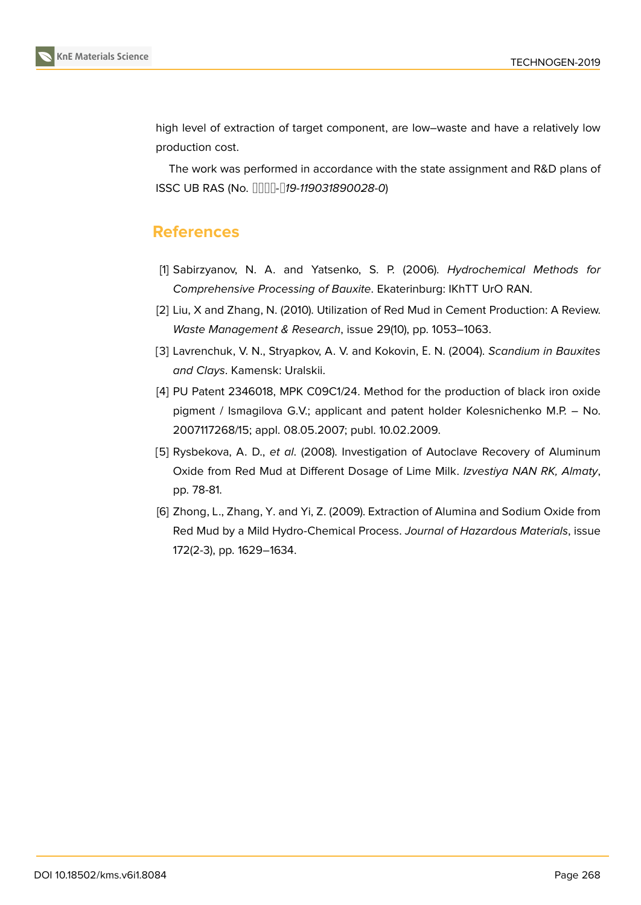high level of extraction of target component, are low–waste and have a relatively low production cost.

The work was performed in accordance with the state assignment and R&D plans of ISSC UB RAS (No. ▯▯▯▯-▯*19-119031890028-0*)

## References

[1] Sabirzyanov, N. A. and Yatsenko, S. P. (2006). *Hydrochemical Methods for Comprehensive Processing of Bauxite*. Ekaterinburg: IKhTT UrO RAN.

[2] Liu, X and Zhang, N. (2010). Utilization of Red Mud in Cement Production: A Review. *Waste Management & Research*, issue 29(10), pp. 1053–1063.

[3] Lavrenchuk, V. N., Stryapkov, A. V. and Kokovin, E. N. (2004). *Scandium in Bauxites and Clays*. Kamensk: Uralskii.

[4] PU Patent 2346018, MPK C09C1/24. Method for the production of black iron oxide pigment / Ismagilova G.V.; applicant and patent holder Kolesnichenko M.P. – No. 2007117268/15; appl. 08.05.2007; publ. 10.02.2009.

[5] Rysbekova, A. D., *et al*. (2008). Investigation of Autoclave Recovery of Aluminum Oxide from Red Mud at Different Dosage of Lime Milk. *Izvestiya NAN RK, Almaty*, pp. 78-81.

[6] Zhong, L., Zhang, Y. and Yi, Z. (2009). Extraction of Alumina and Sodium Oxide from Red Mud by a Mild Hydro-Chemical Process. *Journal of Hazardous Materials*, issue 172(2-3), pp. 1629–1634.